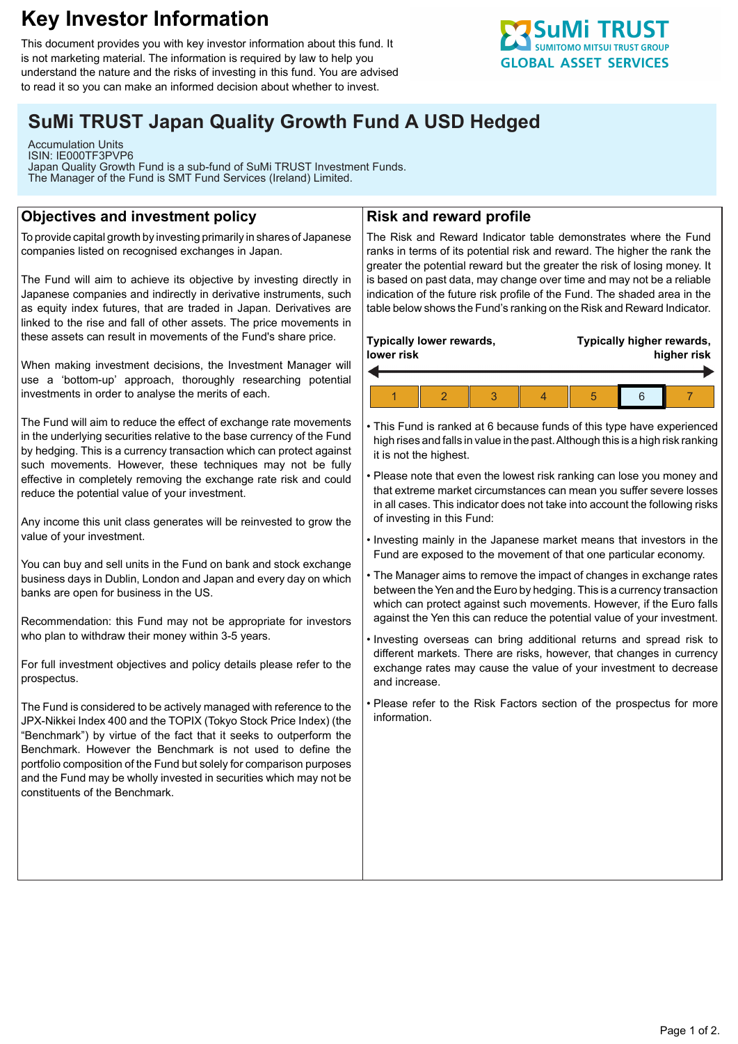# Key Investor Information

This document provides you with key investor information about this fund. It is not marketing material. The information is required by law to help you understand the nature and the risks of investing in this fund. You are advised to read it so you can make an informed decision about whether to invest.

SuMi TRUST
SUMITOMO MITSUI TRUST GROUP
GLOBAL ASSET SERVICES

## SuMi TRUST Japan Quality Growth Fund A USD Hedged

Accumulation Units
ISIN: IE000TF3PVP6
Japan Quality Growth Fund is a sub-fund of SuMi TRUST Investment Funds.
The Manager of the Fund is SMT Fund Services (Ireland) Limited.

## Objectives and investment policy

To provide capital growth by investing primarily in shares of Japanese companies listed on recognised exchanges in Japan.

The Fund will aim to achieve its objective by investing directly in Japanese companies and indirectly in derivative instruments, such as equity index futures, that are traded in Japan. Derivatives are linked to the rise and fall of other assets. The price movements in these assets can result in movements of the Fund's share price.

When making investment decisions, the Investment Manager will use a 'bottom-up' approach, thoroughly researching potential investments in order to analyse the merits of each.

The Fund will aim to reduce the effect of exchange rate movements in the underlying securities relative to the base currency of the Fund by hedging. This is a currency transaction which can protect against such movements. However, these techniques may not be fully effective in completely removing the exchange rate risk and could reduce the potential value of your investment.

Any income this unit class generates will be reinvested to grow the value of your investment.

You can buy and sell units in the Fund on bank and stock exchange business days in Dublin, London and Japan and every day on which banks are open for business in the US.

Recommendation: this Fund may not be appropriate for investors who plan to withdraw their money within 3-5 years.

For full investment objectives and policy details please refer to the prospectus.

The Fund is considered to be actively managed with reference to the JPX-Nikkei Index 400 and the TOPIX (Tokyo Stock Price Index) (the "Benchmark") by virtue of the fact that it seeks to outperform the Benchmark. However the Benchmark is not used to define the portfolio composition of the Fund but solely for comparison purposes and the Fund may be wholly invested in securities which may not be constituents of the Benchmark.

## Risk and reward profile

The Risk and Reward Indicator table demonstrates where the Fund ranks in terms of its potential risk and reward. The higher the rank the greater the potential reward but the greater the risk of losing money. It is based on past data, may change over time and may not be a reliable indication of the future risk profile of the Fund. The shaded area in the table below shows the Fund's ranking on the Risk and Reward Indicator.

**Typically lower rewards, lower risk** — **Typically higher rewards, higher risk**

| 1 | 2 | 3 | 4 | 5 | **6** | 7 |
|---|---|---|---|---|---|---|

- This Fund is ranked at 6 because funds of this type have experienced high rises and falls in value in the past. Although this is a high risk ranking it is not the highest.
- Please note that even the lowest risk ranking can lose you money and that extreme market circumstances can mean you suffer severe losses in all cases. This indicator does not take into account the following risks of investing in this Fund:
- Investing mainly in the Japanese market means that investors in the Fund are exposed to the movement of that one particular economy.
- The Manager aims to remove the impact of changes in exchange rates between the Yen and the Euro by hedging. This is a currency transaction which can protect against such movements. However, if the Euro falls against the Yen this can reduce the potential value of your investment.
- Investing overseas can bring additional returns and spread risk to different markets. There are risks, however, that changes in currency exchange rates may cause the value of your investment to decrease and increase.
- Please refer to the Risk Factors section of the prospectus for more information.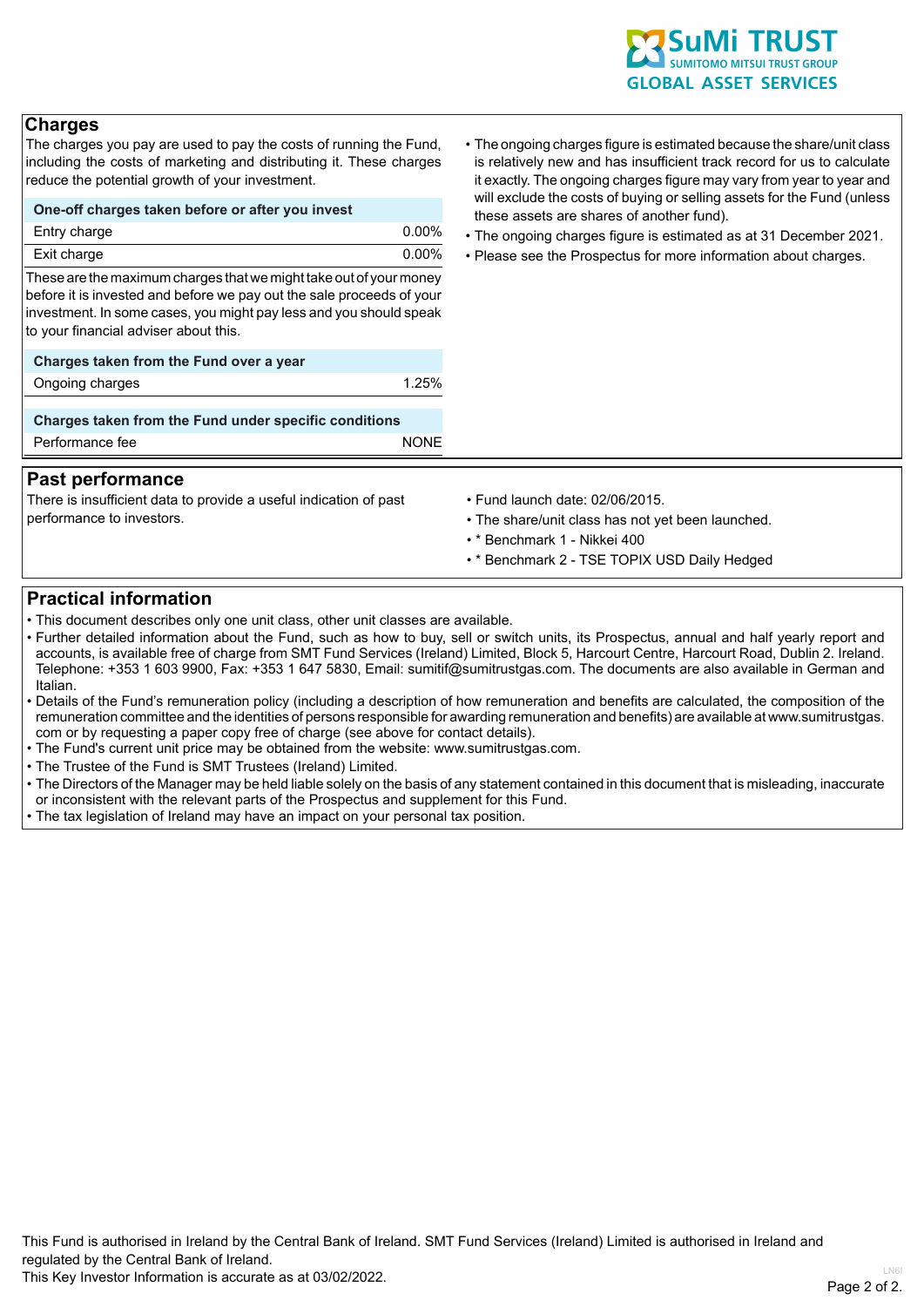## Charges

The charges you pay are used to pay the costs of running the Fund, including the costs of marketing and distributing it. These charges reduce the potential growth of your investment.

| One-off charges taken before or after you invest | |
|---|---|
| Entry charge | 0.00% |
| Exit charge | 0.00% |

These are the maximum charges that we might take out of your money before it is invested and before we pay out the sale proceeds of your investment. In some cases, you might pay less and you should speak to your financial adviser about this.

| Charges taken from the Fund over a year | |
|---|---|
| Ongoing charges | 1.25% |

| Charges taken from the Fund under specific conditions | |
|---|---|
| Performance fee | NONE |

- The ongoing charges figure is estimated because the share/unit class is relatively new and has insufficient track record for us to calculate it exactly. The ongoing charges figure may vary from year to year and will exclude the costs of buying or selling assets for the Fund (unless these assets are shares of another fund).
- The ongoing charges figure is estimated as at 31 December 2021.
- Please see the Prospectus for more information about charges.

## Past performance

There is insufficient data to provide a useful indication of past performance to investors.

- Fund launch date: 02/06/2015.
- The share/unit class has not yet been launched.
- * Benchmark 1 - Nikkei 400
- * Benchmark 2 - TSE TOPIX USD Daily Hedged

## Practical information

- This document describes only one unit class, other unit classes are available.
- Further detailed information about the Fund, such as how to buy, sell or switch units, its Prospectus, annual and half yearly report and accounts, is available free of charge from SMT Fund Services (Ireland) Limited, Block 5, Harcourt Centre, Harcourt Road, Dublin 2. Ireland. Telephone: +353 1 603 9900, Fax: +353 1 647 5830, Email: sumitif@sumitrustgas.com. The documents are also available in German and Italian.
- Details of the Fund's remuneration policy (including a description of how remuneration and benefits are calculated, the composition of the remuneration committee and the identities of persons responsible for awarding remuneration and benefits) are available at www.sumitrustgas.com or by requesting a paper copy free of charge (see above for contact details).
- The Fund's current unit price may be obtained from the website: www.sumitrustgas.com.
- The Trustee of the Fund is SMT Trustees (Ireland) Limited.
- The Directors of the Manager may be held liable solely on the basis of any statement contained in this document that is misleading, inaccurate or inconsistent with the relevant parts of the Prospectus and supplement for this Fund.
- The tax legislation of Ireland may have an impact on your personal tax position.

This Fund is authorised in Ireland by the Central Bank of Ireland. SMT Fund Services (Ireland) Limited is authorised in Ireland and regulated by the Central Bank of Ireland.
This Key Investor Information is accurate as at 03/02/2022.